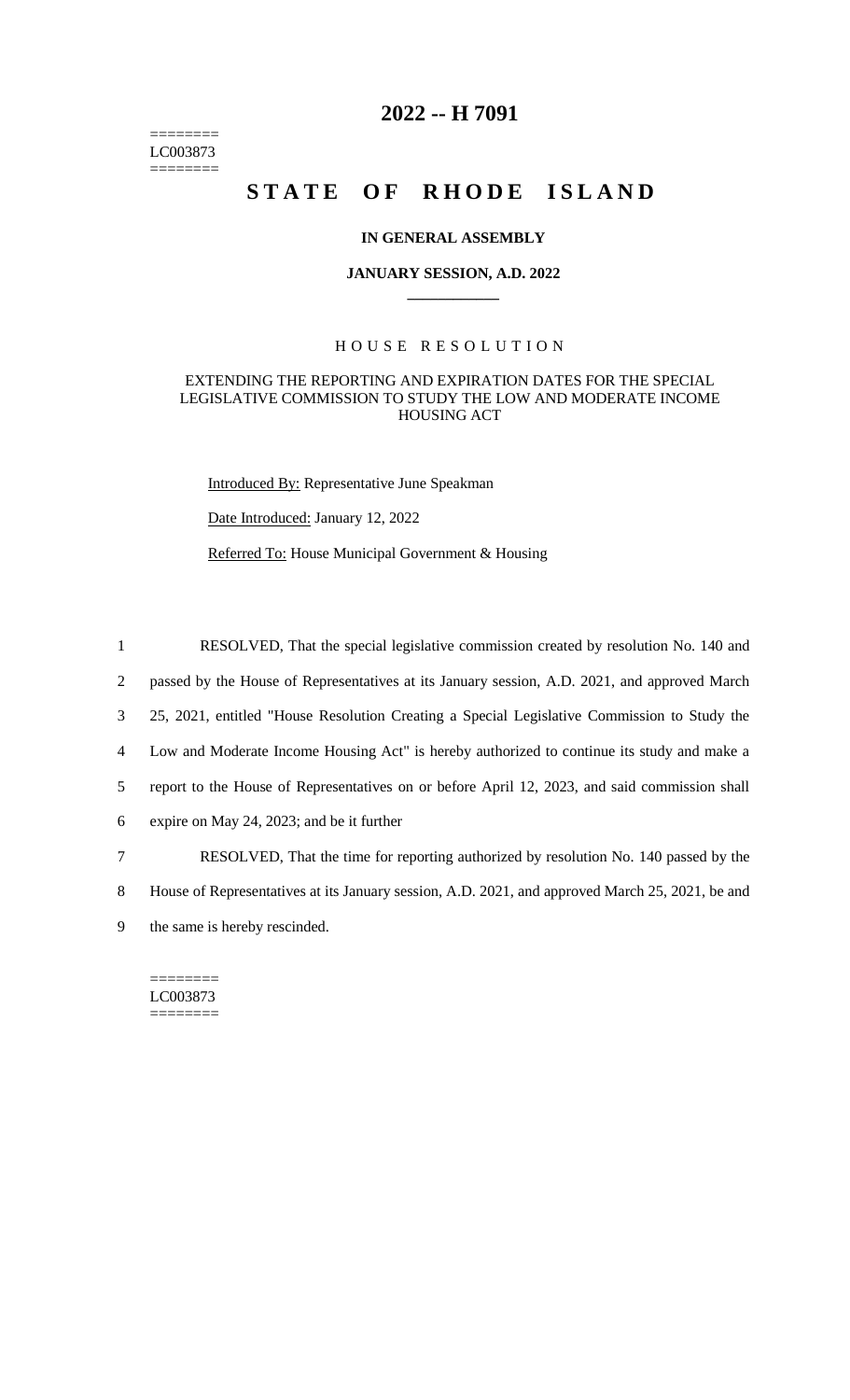# 2022 -- H 7091

========
LC003873
========

# STATE OF RHODE ISLAND

**IN GENERAL ASSEMBLY**

**JANUARY SESSION, A.D. 2022**

H O U S E   R E S O L U T I O N

EXTENDING THE REPORTING AND EXPIRATION DATES FOR THE SPECIAL LEGISLATIVE COMMISSION TO STUDY THE LOW AND MODERATE INCOME HOUSING ACT

Introduced By: Representative June Speakman

Date Introduced: January 12, 2022

Referred To: House Municipal Government & Housing

1 RESOLVED, That the special legislative commission created by resolution No. 140 and
2 passed by the House of Representatives at its January session, A.D. 2021, and approved March
3 25, 2021, entitled "House Resolution Creating a Special Legislative Commission to Study the
4 Low and Moderate Income Housing Act" is hereby authorized to continue its study and make a
5 report to the House of Representatives on or before April 12, 2023, and said commission shall
6 expire on May 24, 2023; and be it further

7 RESOLVED, That the time for reporting authorized by resolution No. 140 passed by the
8 House of Representatives at its January session, A.D. 2021, and approved March 25, 2021, be and
9 the same is hereby rescinded.

========
LC003873
========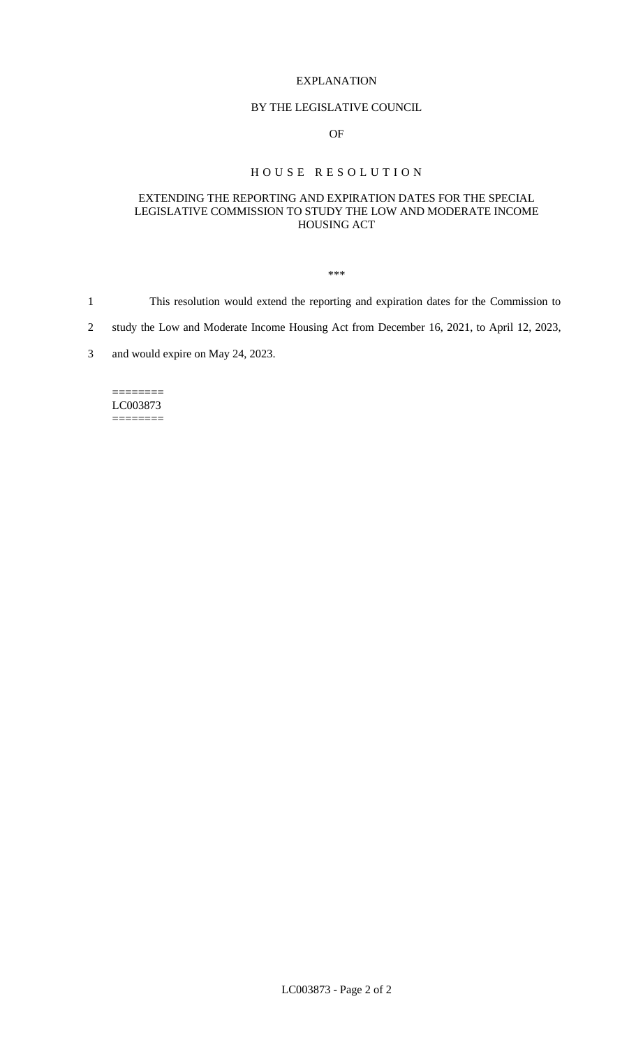EXPLANATION

BY THE LEGISLATIVE COUNCIL

OF

# H O U S E   R E S O L U T I O N

## EXTENDING THE REPORTING AND EXPIRATION DATES FOR THE SPECIAL LEGISLATIVE COMMISSION TO STUDY THE LOW AND MODERATE INCOME HOUSING ACT

***

1 This resolution would extend the reporting and expiration dates for the Commission to

2 study the Low and Moderate Income Housing Act from December 16, 2021, to April 12, 2023,

3 and would expire on May 24, 2023.

========
LC003873
========